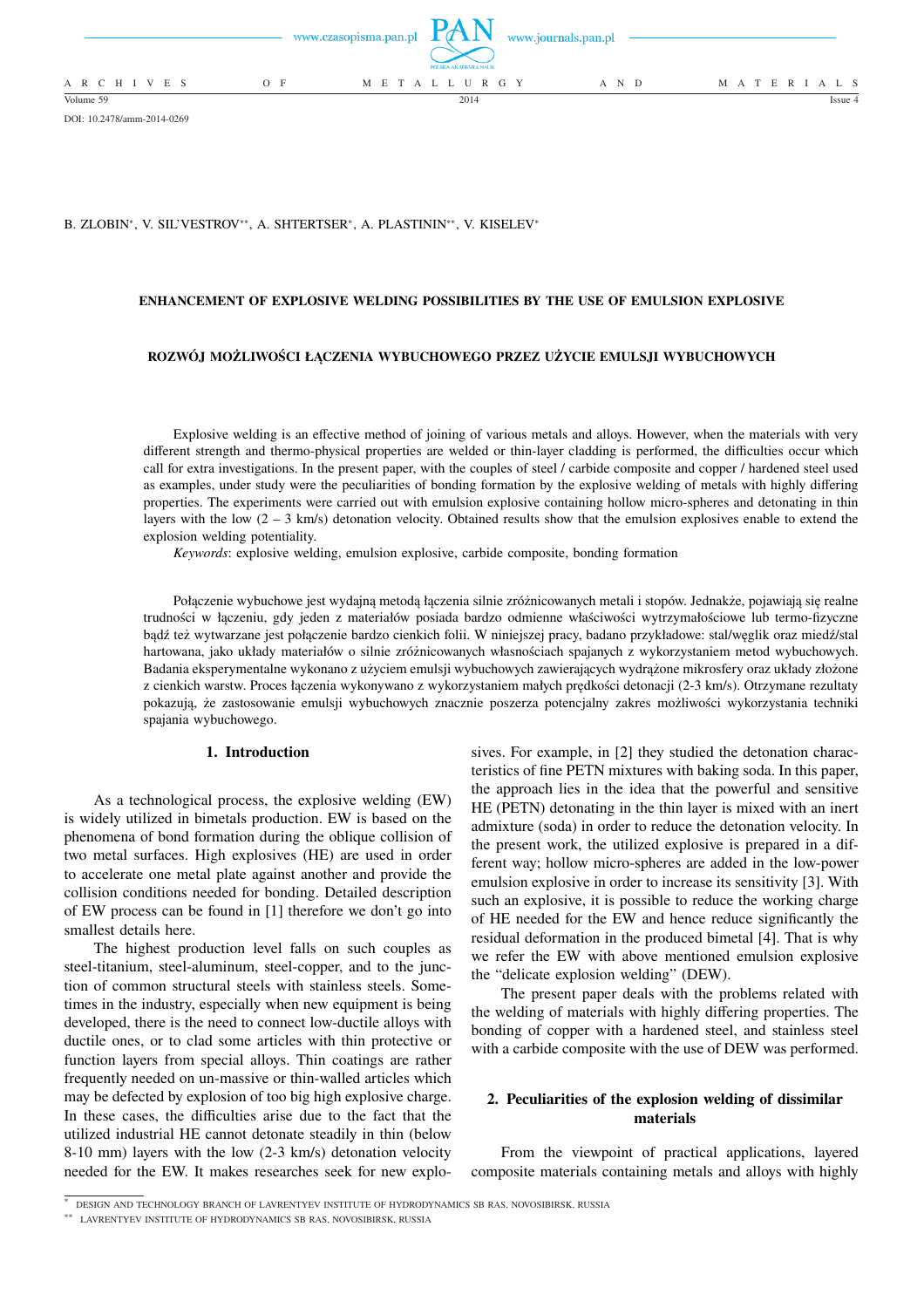DOI: 10.2478/amm-2014-0269

B. ZLOBIN[*], V. SIL'VESTROV[**], A. SHTERTSER[*], A. PLASTININ[**], V. KISELEV[*]

# ENHANCEMENT OF EXPLOSIVE WELDING POSSIBILITIES BY THE USE OF EMULSION EXPLOSIVE

# ROZWÓJ MOŻLIWOŚCI ŁĄCZENIA WYBUCHOWEGO PRZEZ UŻYCIE EMULSJI WYBUCHOWYCH

Explosive welding is an effective method of joining of various metals and alloys. However, when the materials with very different strength and thermo-physical properties are welded or thin-layer cladding is performed, the difficulties occur which call for extra investigations. In the present paper, with the couples of steel / carbide composite and copper / hardened steel used as examples, under study were the peculiarities of bonding formation by the explosive welding of metals with highly differing properties. The experiments were carried out with emulsion explosive containing hollow micro-spheres and detonating in thin layers with the low (2 – 3 km/s) detonation velocity. Obtained results show that the emulsion explosives enable to extend the explosion welding potentiality.

*Keywords*: explosive welding, emulsion explosive, carbide composite, bonding formation

Połączenie wybuchowe jest wydajną metodą łączenia silnie zróżnicowanych metali i stopów. Jednakże, pojawiają się realne trudności w łączeniu, gdy jeden z materiałów posiada bardzo odmienne właściwości wytrzymałościowe lub termo-fizyczne bądź też wytwarzane jest połączenie bardzo cienkich folii. W niniejszej pracy, badano przykładowe: stal/węglik oraz miedź/stal hartowana, jako układy materiałów o silnie zróżnicowanych własnościach spajanych z wykorzystaniem metod wybuchowych. Badania eksperymentalne wykonano z użyciem emulsji wybuchowych zawierających wydrążone mikrosfery oraz układy złożone z cienkich warstw. Proces łączenia wykonywano z wykorzystaniem małych prędkości detonacji (2-3 km/s). Otrzymane rezultaty pokazują, że zastosowanie emulsji wybuchowych znacznie poszerza potencjalny zakres możliwości wykorzystania techniki spajania wybuchowego.

## 1. Introduction

As a technological process, the explosive welding (EW) is widely utilized in bimetals production. EW is based on the phenomena of bond formation during the oblique collision of two metal surfaces. High explosives (HE) are used in order to accelerate one metal plate against another and provide the collision conditions needed for bonding. Detailed description of EW process can be found in [1] therefore we don't go into smallest details here.

The highest production level falls on such couples as steel-titanium, steel-aluminum, steel-copper, and to the junction of common structural steels with stainless steels. Sometimes in the industry, especially when new equipment is being developed, there is the need to connect low-ductile alloys with ductile ones, or to clad some articles with thin protective or function layers from special alloys. Thin coatings are rather frequently needed on un-massive or thin-walled articles which may be defected by explosion of too big high explosive charge. In these cases, the difficulties arise due to the fact that the utilized industrial HE cannot detonate steadily in thin (below 8-10 mm) layers with the low (2-3 km/s) detonation velocity needed for the EW. It makes researches seek for new explosives. For example, in [2] they studied the detonation characteristics of fine PETN mixtures with baking soda. In this paper, the approach lies in the idea that the powerful and sensitive HE (PETN) detonating in the thin layer is mixed with an inert admixture (soda) in order to reduce the detonation velocity. In the present work, the utilized explosive is prepared in a different way; hollow micro-spheres are added in the low-power emulsion explosive in order to increase its sensitivity [3]. With such an explosive, it is possible to reduce the working charge of HE needed for the EW and hence reduce significantly the residual deformation in the produced bimetal [4]. That is why we refer the EW with above mentioned emulsion explosive the "delicate explosion welding" (DEW).

The present paper deals with the problems related with the welding of materials with highly differing properties. The bonding of copper with a hardened steel, and stainless steel with a carbide composite with the use of DEW was performed.

## 2. Peculiarities of the explosion welding of dissimilar materials

From the viewpoint of practical applications, layered composite materials containing metals and alloys with highly

---

[*] DESIGN AND TECHNOLOGY BRANCH OF LAVRENTYEV INSTITUTE OF HYDRODYNAMICS SB RAS, NOVOSIBIRSK, RUSSIA

[**] LAVRENTYEV INSTITUTE OF HYDRODYNAMICS SB RAS, NOVOSIBIRSK, RUSSIA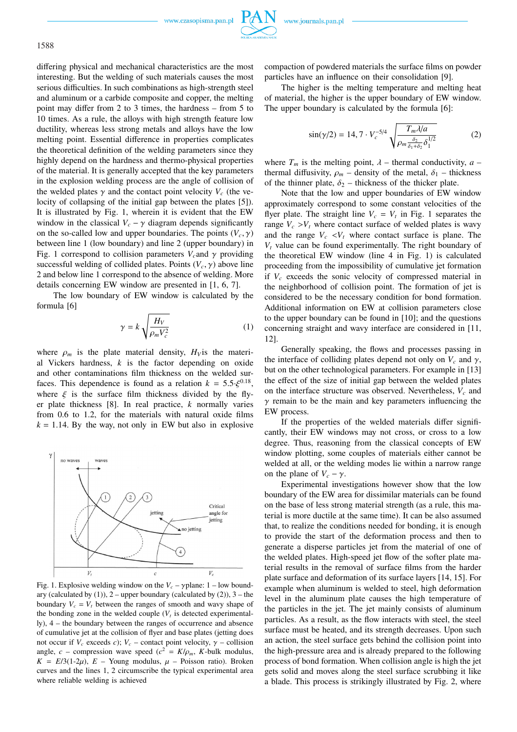differing physical and mechanical characteristics are the most interesting. But the welding of such materials causes the most serious difficulties. In such combinations as high-strength steel and aluminum or a carbide composite and copper, the melting point may differ from 2 to 3 times, the hardness – from 5 to 10 times. As a rule, the alloys with high strength feature low ductility, whereas less strong metals and alloys have the low melting point. Essential difference in properties complicates the theoretical definition of the welding parameters since they highly depend on the hardness and thermo-physical properties of the material. It is generally accepted that the key parameters in the explosion welding process are the angle of collision of the welded plates $\gamma$ and the contact point velocity $V_c$ (the velocity of collapsing of the initial gap between the plates [5]). It is illustrated by Fig. 1, wherein it is evident that the EW window in the classical $V_c - \gamma$ diagram depends significantly on the so-called low and upper boundaries. The points $(V_c, \gamma)$ between line 1 (low boundary) and line 2 (upper boundary) in Fig. 1 correspond to collision parameters $V_c$ and $\gamma$ providing successful welding of collided plates. Points $(V_c, \gamma)$ above line 2 and below line 1 correspond to the absence of welding. More details concerning EW window are presented in [1, 6, 7].

The low boundary of EW window is calculated by the formula [6]

$$\gamma = k\sqrt{\frac{H_V}{\rho_m V_c^2}} \tag{1}$$

where $\rho_m$ is the plate material density, $H_V$ is the material Vickers hardness, $k$ is the factor depending on oxide and other contaminations film thickness on the welded surfaces. This dependence is found as a relation $k = 5.5 \cdot \xi^{0.18}$, where $\xi$ is the surface film thickness divided by the flyer plate thickness [8]. In real practice, $k$ normally varies from 0.6 to 1.2, for the materials with natural oxide films $k = 1.14$. By the way, not only in EW but also in explosive compaction of powdered materials the surface films on powder particles have an influence on their consolidation [9].

Fig. 1. Explosive welding window on the $V_c - \gamma$ plane: 1 – low boundary (calculated by (1)), 2 – upper boundary (calculated by (2)), 3 – the boundary $V_c = V_t$ between the ranges of smooth and wavy shape of the bonding zone in the welded couple ($V_t$ is detected experimentally), 4 – the boundary between the ranges of occurrence and absence of cumulative jet at the collision of flyer and base plates (jetting does not occur if $V_c$ exceeds $c$); $V_c$ – contact point velocity, $\gamma$ – collision angle, $c$ – compression wave speed ($c^2 = K/\rho_m$, $K$-bulk modulus, $K = E/3(1\text{-}2\mu)$, $E$ – Young modulus, $\mu$ – Poisson ratio). Broken curves and the lines 1, 2 circumscribe the typical experimental area where reliable welding is achieved

The higher is the melting temperature and melting heat of material, the higher is the upper boundary of EW window. The upper boundary is calculated by the formula [6]:

$$\sin(\gamma/2) = 14,7 \cdot V_c^{-5/4}\sqrt{\frac{T_m\lambda/a}{\rho_m\frac{\delta_2}{\delta_1+\delta_2}\delta_1^{1/2}}} \tag{2}$$

where $T_m$ is the melting point, $\lambda$ – thermal conductivity, $a$ – thermal diffusivity, $\rho_m$ – density of the metal, $\delta_1$ – thickness of the thinner plate, $\delta_2$ – thickness of the thicker plate.

Note that the low and upper boundaries of EW window approximately correspond to some constant velocities of the flyer plate. The straight line $V_c = V_t$ in Fig. 1 separates the range $V_c > V_t$ where contact surface of welded plates is wavy and the range $V_c < V_t$ where contact surface is plane. The $V_t$ value can be found experimentally. The right boundary of the theoretical EW window (line 4 in Fig. 1) is calculated proceeding from the impossibility of cumulative jet formation if $V_c$ exceeds the sonic velocity of compressed material in the neighborhood of collision point. The formation of jet is considered to be the necessary condition for bond formation. Additional information on EW at collision parameters close to the upper boundary can be found in [10]; and the questions concerning straight and wavy interface are considered in [11, 12].

Generally speaking, the flows and processes passing in the interface of colliding plates depend not only on $V_c$ and $\gamma$, but on the other technological parameters. For example in [13] the effect of the size of initial gap between the welded plates on the interface structure was observed. Nevertheless, $V_c$ and $\gamma$ remain to be the main and key parameters influencing the EW process.

If the properties of the welded materials differ significantly, their EW windows may not cross, or cross to a low degree. Thus, reasoning from the classical concepts of EW window plotting, some couples of materials either cannot be welded at all, or the welding modes lie within a narrow range on the plane of $V_c - \gamma$.

Experimental investigations however show that the low boundary of the EW area for dissimilar materials can be found on the base of less strong material strength (as a rule, this material is more ductile at the same time). It can be also assumed that, to realize the conditions needed for bonding, it is enough to provide the start of the deformation process and then to generate a disperse particles jet from the material of one of the welded plates. High-speed jet flow of the softer plate material results in the removal of surface films from the harder plate surface and deformation of its surface layers [14, 15]. For example when aluminum is welded to steel, high deformation level in the aluminum plate causes the high temperature of the particles in the jet. The jet mainly consists of aluminum particles. As a result, as the flow interacts with steel, the steel surface must be heated, and its strength decreases. Upon such an action, the steel surface gets behind the collision point into the high-pressure area and is already prepared to the following process of bond formation. When collision angle is high the jet gets solid and moves along the steel surface scrubbing it like a blade. This process is strikingly illustrated by Fig. 2, where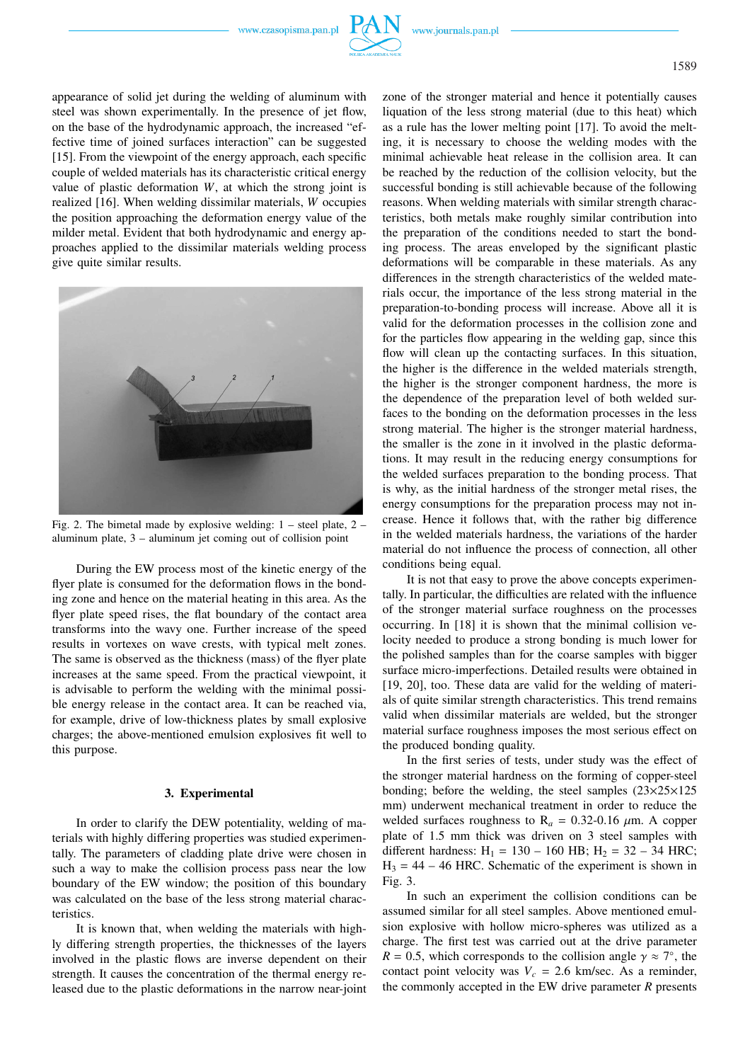appearance of solid jet during the welding of aluminum with steel was shown experimentally. In the presence of jet flow, on the base of the hydrodynamic approach, the increased "effective time of joined surfaces interaction" can be suggested [15]. From the viewpoint of the energy approach, each specific couple of welded materials has its characteristic critical energy value of plastic deformation $W$, at which the strong joint is realized [16]. When welding dissimilar materials, $W$ occupies the position approaching the deformation energy value of the milder metal. Evident that both hydrodynamic and energy approaches applied to the dissimilar materials welding process give quite similar results.

Fig. 2. The bimetal made by explosive welding: 1 – steel plate, 2 – aluminum plate, 3 – aluminum jet coming out of collision point

During the EW process most of the kinetic energy of the flyer plate is consumed for the deformation flows in the bonding zone and hence on the material heating in this area. As the flyer plate speed rises, the flat boundary of the contact area transforms into the wavy one. Further increase of the speed results in vortexes on wave crests, with typical melt zones. The same is observed as the thickness (mass) of the flyer plate increases at the same speed. From the practical viewpoint, it is advisable to perform the welding with the minimal possible energy release in the contact area. It can be reached via, for example, drive of low-thickness plates by small explosive charges; the above-mentioned emulsion explosives fit well to this purpose.

### 3. Experimental

In order to clarify the DEW potentiality, welding of materials with highly differing properties was studied experimentally. The parameters of cladding plate drive were chosen in such a way to make the collision process pass near the low boundary of the EW window; the position of this boundary was calculated on the base of the less strong material characteristics.

It is known that, when welding the materials with highly differing strength properties, the thicknesses of the layers involved in the plastic flows are inverse dependent on their strength. It causes the concentration of the thermal energy released due to the plastic deformations in the narrow near-joint zone of the stronger material and hence it potentially causes liquation of the less strong material (due to this heat) which as a rule has the lower melting point [17]. To avoid the melting, it is necessary to choose the welding modes with the minimal achievable heat release in the collision area. It can be reached by the reduction of the collision velocity, but the successful bonding is still achievable because of the following reasons. When welding materials with similar strength characteristics, both metals make roughly similar contribution into the preparation of the conditions needed to start the bonding process. The areas enveloped by the significant plastic deformations will be comparable in these materials. As any differences in the strength characteristics of the welded materials occur, the importance of the less strong material in the preparation-to-bonding process will increase. Above all it is valid for the deformation processes in the collision zone and for the particles flow appearing in the welding gap, since this flow will clean up the contacting surfaces. In this situation, the higher is the difference in the welded materials strength, the higher is the stronger component hardness, the more is the dependence of the preparation level of both welded surfaces to the bonding on the deformation processes in the less strong material. The higher is the stronger material hardness, the smaller is the zone in it involved in the plastic deformations. It may result in the reducing energy consumptions for the welded surfaces preparation to the bonding process. That is why, as the initial hardness of the stronger metal rises, the energy consumptions for the preparation process may not increase. Hence it follows that, with the rather big difference in the welded materials hardness, the variations of the harder material do not influence the process of connection, all other conditions being equal.

It is not that easy to prove the above concepts experimentally. In particular, the difficulties are related with the influence of the stronger material surface roughness on the processes occurring. In [18] it is shown that the minimal collision velocity needed to produce a strong bonding is much lower for the polished samples than for the coarse samples with bigger surface micro-imperfections. Detailed results were obtained in [19, 20], too. These data are valid for the welding of materials of quite similar strength characteristics. This trend remains valid when dissimilar materials are welded, but the stronger material surface roughness imposes the most serious effect on the produced bonding quality.

In the first series of tests, under study was the effect of the stronger material hardness on the forming of copper-steel bonding; before the welding, the steel samples (23×25×125 mm) underwent mechanical treatment in order to reduce the welded surfaces roughness to $R_a$ = 0.32-0.16 $\mu$m. A copper plate of 1.5 mm thick was driven on 3 steel samples with different hardness: $H_1$ = 130 – 160 HB; $H_2$ = 32 – 34 HRC; $H_3$ = 44 – 46 HRC. Schematic of the experiment is shown in Fig. 3.

In such an experiment the collision conditions can be assumed similar for all steel samples. Above mentioned emulsion explosive with hollow micro-spheres was utilized as a charge. The first test was carried out at the drive parameter $R$ = 0.5, which corresponds to the collision angle $\gamma \approx 7°$, the contact point velocity was $V_c$ = 2.6 km/sec. As a reminder, the commonly accepted in the EW drive parameter $R$ presents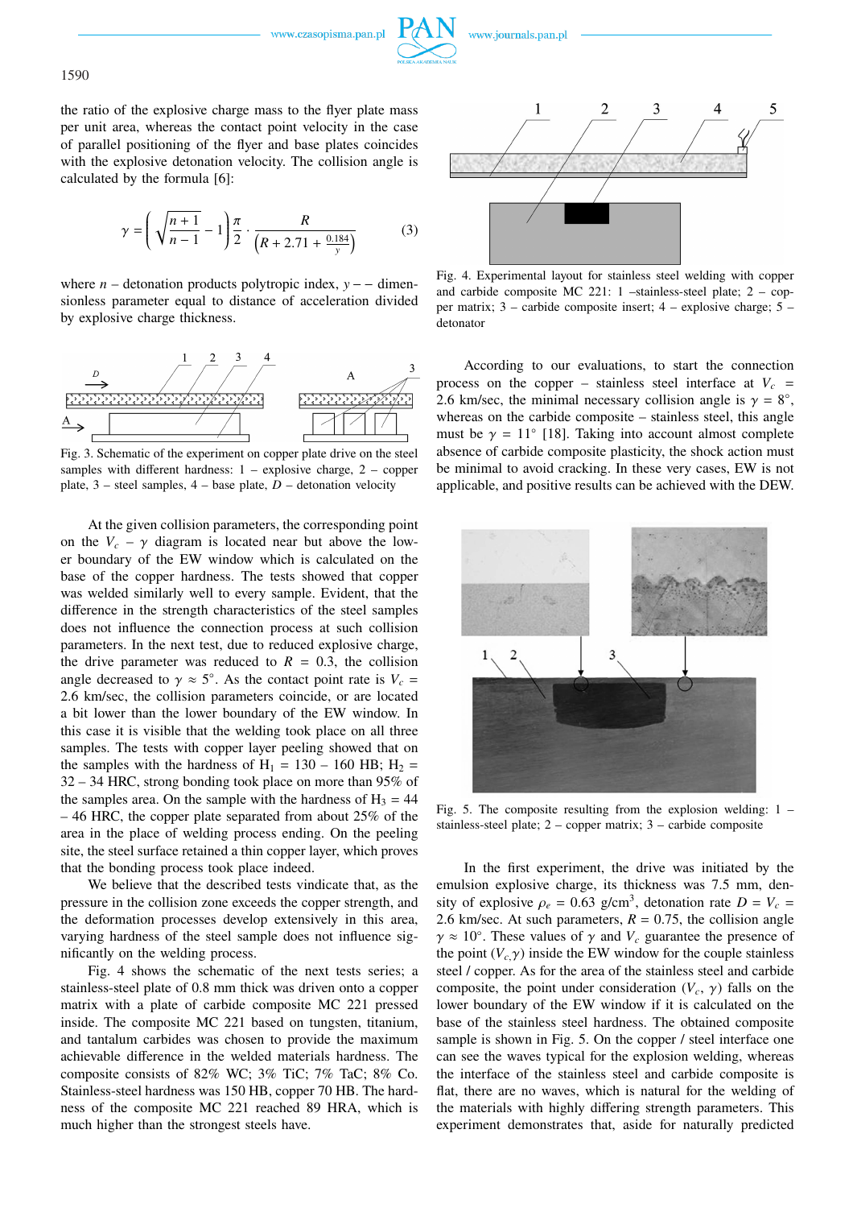the ratio of the explosive charge mass to the flyer plate mass per unit area, whereas the contact point velocity in the case of parallel positioning of the flyer and base plates coincides with the explosive detonation velocity. The collision angle is calculated by the formula [6]:

$$\gamma = \left( \sqrt{\frac{n+1}{n-1}} - 1 \right) \frac{\pi}{2} \cdot \frac{R}{\left( R + 2.71 + \frac{0.184}{y} \right)} \tag{3}$$

where $n$ – detonation products polytropic index, $y$ – – dimensionless parameter equal to distance of acceleration divided by explosive charge thickness.

Fig. 3. Schematic of the experiment on copper plate drive on the steel samples with different hardness: 1 – explosive charge, 2 – copper plate, 3 – steel samples, 4 – base plate, $D$ – detonation velocity

At the given collision parameters, the corresponding point on the $V_c - \gamma$ diagram is located near but above the lower boundary of the EW window which is calculated on the base of the copper hardness. The tests showed that copper was welded similarly well to every sample. Evident, that the difference in the strength characteristics of the steel samples does not influence the connection process at such collision parameters. In the next test, due to reduced explosive charge, the drive parameter was reduced to $R = 0.3$, the collision angle decreased to $\gamma \approx 5°$. As the contact point rate is $V_c = 2.6$ km/sec, the collision parameters coincide, or are located a bit lower than the lower boundary of the EW window. In this case it is visible that the welding took place on all three samples. The tests with copper layer peeling showed that on the samples with the hardness of $H_1 = 130 - 160$ HB; $H_2 = 32 - 34$ HRC, strong bonding took place on more than 95% of the samples area. On the sample with the hardness of $H_3 = 44 - 46$ HRC, the copper plate separated from about 25% of the area in the place of welding process ending. On the peeling site, the steel surface retained a thin copper layer, which proves that the bonding process took place indeed.

We believe that the described tests vindicate that, as the pressure in the collision zone exceeds the copper strength, and the deformation processes develop extensively in this area, varying hardness of the steel sample does not influence significantly on the welding process.

Fig. 4 shows the schematic of the next tests series; a stainless-steel plate of 0.8 mm thick was driven onto a copper matrix with a plate of carbide composite MC 221 pressed inside. The composite MC 221 based on tungsten, titanium, and tantalum carbides was chosen to provide the maximum achievable difference in the welded materials hardness. The composite consists of 82% WC; 3% TiC; 7% TaC; 8% Co. Stainless-steel hardness was 150 HB, copper 70 HB. The hardness of the composite MC 221 reached 89 HRA, which is much higher than the strongest steels have.

Fig. 4. Experimental layout for stainless steel welding with copper and carbide composite MC 221: 1 –stainless-steel plate; 2 – copper matrix; 3 – carbide composite insert; 4 – explosive charge; 5 – detonator

According to our evaluations, to start the connection process on the copper – stainless steel interface at $V_c = 2.6$ km/sec, the minimal necessary collision angle is $\gamma = 8°$, whereas on the carbide composite – stainless steel, this angle must be $\gamma = 11°$ [18]. Taking into account almost complete absence of carbide composite plasticity, the shock action must be minimal to avoid cracking. In these very cases, EW is not applicable, and positive results can be achieved with the DEW.

Fig. 5. The composite resulting from the explosion welding: 1 – stainless-steel plate; 2 – copper matrix; 3 – carbide composite

In the first experiment, the drive was initiated by the emulsion explosive charge, its thickness was 7.5 mm, density of explosive $\rho_e = 0.63$ g/cm$^3$, detonation rate $D = V_c = 2.6$ km/sec. At such parameters, $R = 0.75$, the collision angle $\gamma \approx 10°$. These values of $\gamma$ and $V_c$ guarantee the presence of the point $(V_c, \gamma)$ inside the EW window for the couple stainless steel / copper. As for the area of the stainless steel and carbide composite, the point under consideration $(V_c, \gamma)$ falls on the lower boundary of the EW window if it is calculated on the base of the stainless steel hardness. The obtained composite sample is shown in Fig. 5. On the copper / steel interface one can see the waves typical for the explosion welding, whereas the interface of the stainless steel and carbide composite is flat, there are no waves, which is natural for the welding of the materials with highly differing strength parameters. This experiment demonstrates that, aside for naturally predicted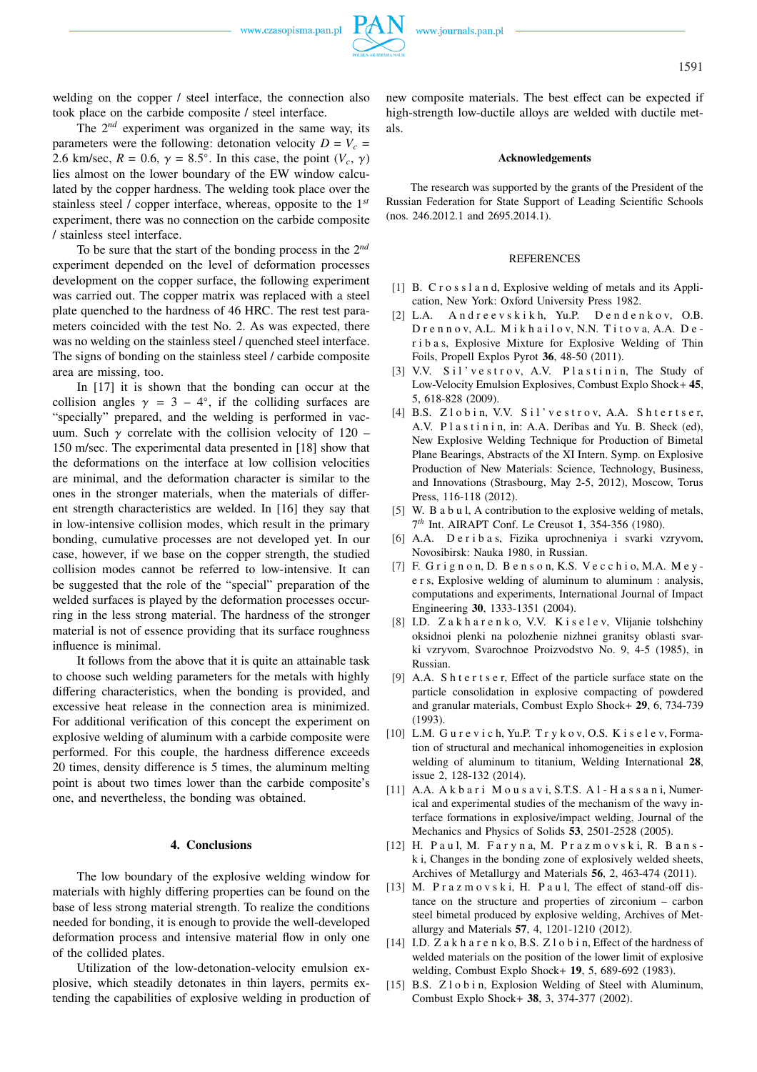welding on the copper / steel interface, the connection also took place on the carbide composite / steel interface.

The 2$^{nd}$ experiment was organized in the same way, its parameters were the following: detonation velocity $D = V_c$ = 2.6 km/sec, $R$ = 0.6, $\gamma$ = 8.5°. In this case, the point ($V_c$, $\gamma$) lies almost on the lower boundary of the EW window calculated by the copper hardness. The welding took place over the stainless steel / copper interface, whereas, opposite to the 1$^{st}$ experiment, there was no connection on the carbide composite / stainless steel interface.

To be sure that the start of the bonding process in the 2$^{nd}$ experiment depended on the level of deformation processes development on the copper surface, the following experiment was carried out. The copper matrix was replaced with a steel plate quenched to the hardness of 46 HRC. The rest test parameters coincided with the test No. 2. As was expected, there was no welding on the stainless steel / quenched steel interface. The signs of bonding on the stainless steel / carbide composite area are missing, too.

In [17] it is shown that the bonding can occur at the collision angles $\gamma$ = 3 – 4°, if the colliding surfaces are "specially" prepared, and the welding is performed in vacuum. Such $\gamma$ correlate with the collision velocity of 120 – 150 m/sec. The experimental data presented in [18] show that the deformations on the interface at low collision velocities are minimal, and the deformation character is similar to the ones in the stronger materials, when the materials of different strength characteristics are welded. In [16] they say that in low-intensive collision modes, which result in the primary bonding, cumulative processes are not developed yet. In our case, however, if we base on the copper strength, the studied collision modes cannot be referred to low-intensive. It can be suggested that the role of the "special" preparation of the welded surfaces is played by the deformation processes occurring in the less strong material. The hardness of the stronger material is not of essence providing that its surface roughness influence is minimal.

It follows from the above that it is quite an attainable task to choose such welding parameters for the metals with highly differing characteristics, when the bonding is provided, and excessive heat release in the connection area is minimized. For additional verification of this concept the experiment on explosive welding of aluminum with a carbide composite were performed. For this couple, the hardness difference exceeds 20 times, density difference is 5 times, the aluminum melting point is about two times lower than the carbide composite's one, and nevertheless, the bonding was obtained.

## 4. Conclusions

The low boundary of the explosive welding window for materials with highly differing properties can be found on the base of less strong material strength. To realize the conditions needed for bonding, it is enough to provide the well-developed deformation process and intensive material flow in only one of the collided plates.

Utilization of the low-detonation-velocity emulsion explosive, which steadily detonates in thin layers, permits extending the capabilities of explosive welding in production of new composite materials. The best effect can be expected if high-strength low-ductile alloys are welded with ductile metals.

### Acknowledgements

The research was supported by the grants of the President of the Russian Federation for State Support of Leading Scientific Schools (nos. 246.2012.1 and 2695.2014.1).

### REFERENCES

[1] B. Crossland, Explosive welding of metals and its Application, New York: Oxford University Press 1982.

[2] L.A. Andreevskikh, Yu.P. Dendenkov, O.B. Drennov, A.L. Mikhailov, N.N. Titova, A.A. Deribas, Explosive Mixture for Explosive Welding of Thin Foils, Propell Explos Pyrot **36**, 48-50 (2011).

[3] V.V. Sil'vestrov, A.V. Plastinin, The Study of Low-Velocity Emulsion Explosives, Combust Explo Shock+ **45**, 5, 618-828 (2009).

[4] B.S. Zlobin, V.V. Sil'vestrov, A.A. Shtertser, A.V. Plastinin, in: A.A. Deribas and Yu. B. Sheck (ed), New Explosive Welding Technique for Production of Bimetal Plane Bearings, Abstracts of the XI Intern. Symp. on Explosive Production of New Materials: Science, Technology, Business, and Innovations (Strasbourg, May 2-5, 2012), Moscow, Torus Press, 116-118 (2012).

[5] W. Babul, A contribution to the explosive welding of metals, 7$^{th}$ Int. AIRAPT Conf. Le Creusot **1**, 354-356 (1980).

[6] A.A. Deribas, Fizika uprochneniya i svarki vzryvom, Novosibirsk: Nauka 1980, in Russian.

[7] F. Grignon, D. Benson, K.S. Vecchio, M.A. Meyers, Explosive welding of aluminum to aluminum : analysis, computations and experiments, International Journal of Impact Engineering **30**, 1333-1351 (2004).

[8] I.D. Zakharenko, V.V. Kiselev, Vlijanie tolshchiny oksidnoi plenki na polozhenie nizhnei granitsy oblasti svarki vzryvom, Svarochnoe Proizvodstvo No. 9, 4-5 (1985), in Russian.

[9] A.A. Shtertser, Effect of the particle surface state on the particle consolidation in explosive compacting of powdered and granular materials, Combust Explo Shock+ **29**, 6, 734-739 (1993).

[10] L.M. Gurevich, Yu.P. Trykov, O.S. Kiselev, Formation of structural and mechanical inhomogeneities in explosion welding of aluminum to titanium, Welding International **28**, issue 2, 128-132 (2014).

[11] A.A. Akbari Mousavi, S.T.S. Al-Hassani, Numerical and experimental studies of the mechanism of the wavy interface formations in explosive/impact welding, Journal of the Mechanics and Physics of Solids **53**, 2501-2528 (2005).

[12] H. Paul, M. Faryna, M. Prazmovski, R. Banski, Changes in the bonding zone of explosively welded sheets, Archives of Metallurgy and Materials **56**, 2, 463-474 (2011).

[13] M. Prazmovski, H. Paul, The effect of stand-off distance on the structure and properties of zirconium – carbon steel bimetal produced by explosive welding, Archives of Metallurgy and Materials **57**, 4, 1201-1210 (2012).

[14] I.D. Zakharenko, B.S. Zlobin, Effect of the hardness of welded materials on the position of the lower limit of explosive welding, Combust Explo Shock+ **19**, 5, 689-692 (1983).

[15] B.S. Zlobin, Explosion Welding of Steel with Aluminum, Combust Explo Shock+ **38**, 3, 374-377 (2002).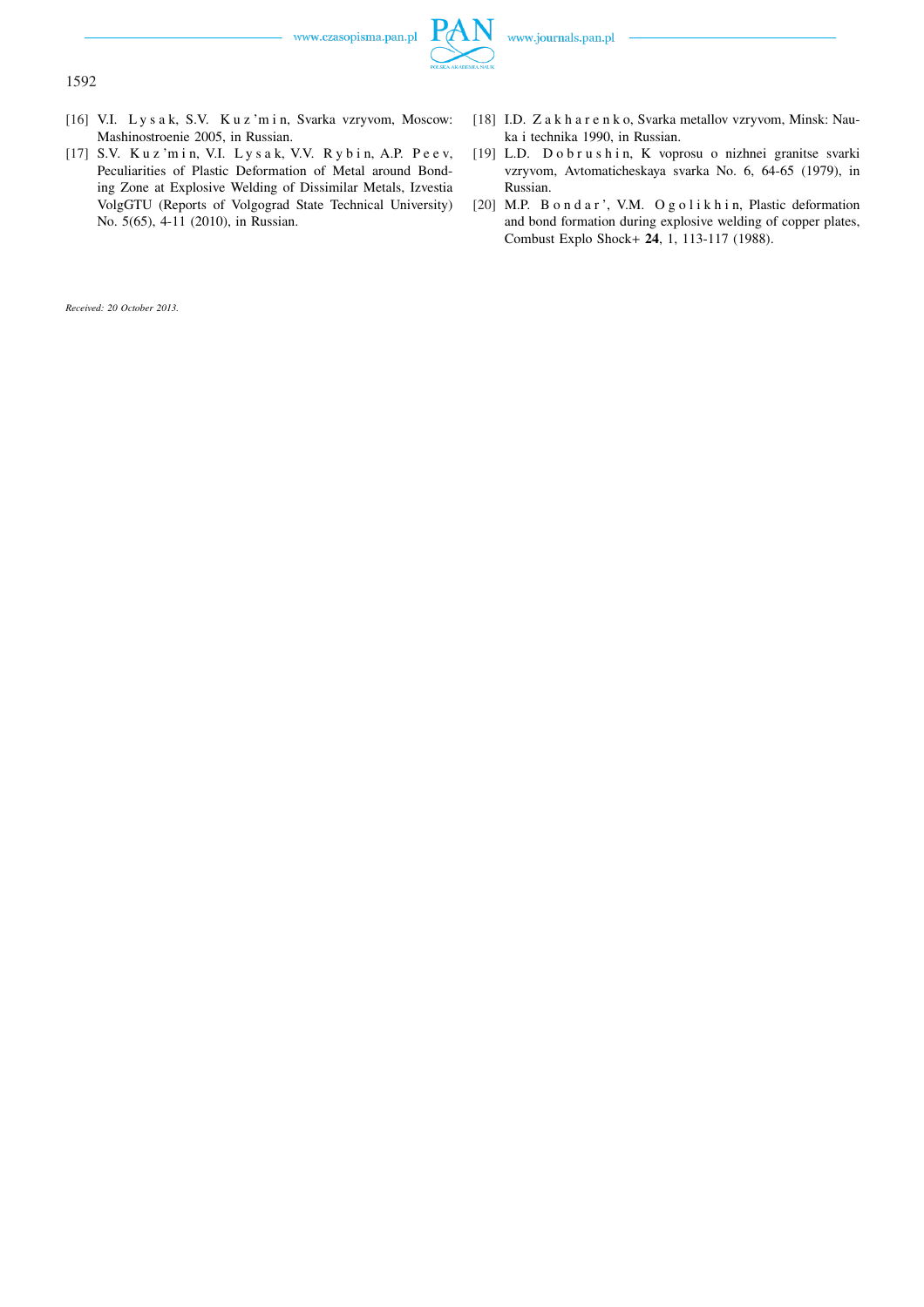[16] V.I. L y s a k, S.V. K u z 'm i n, Svarka vzryvom, Moscow: Mashinostroenie 2005, in Russian.

[17] S.V. K u z 'm i n, V.I. L y s a k, V.V. R y b i n, A.P. P e e v, Peculiarities of Plastic Deformation of Metal around Bonding Zone at Explosive Welding of Dissimilar Metals, Izvestia VolgGTU (Reports of Volgograd State Technical University) No. 5(65), 4-11 (2010), in Russian.

[18] I.D. Z a k h a r e n k o, Svarka metallov vzryvom, Minsk: Nauka i technika 1990, in Russian.

[19] L.D. D o b r u s h i n, K voprosu o nizhnei granitse svarki vzryvom, Avtomaticheskaya svarka No. 6, 64-65 (1979), in Russian.

[20] M.P. B o n d a r ', V.M. O g o l i k h i n, Plastic deformation and bond formation during explosive welding of copper plates, Combust Explo Shock+ **24**, 1, 113-117 (1988).

*Received: 20 October 2013.*